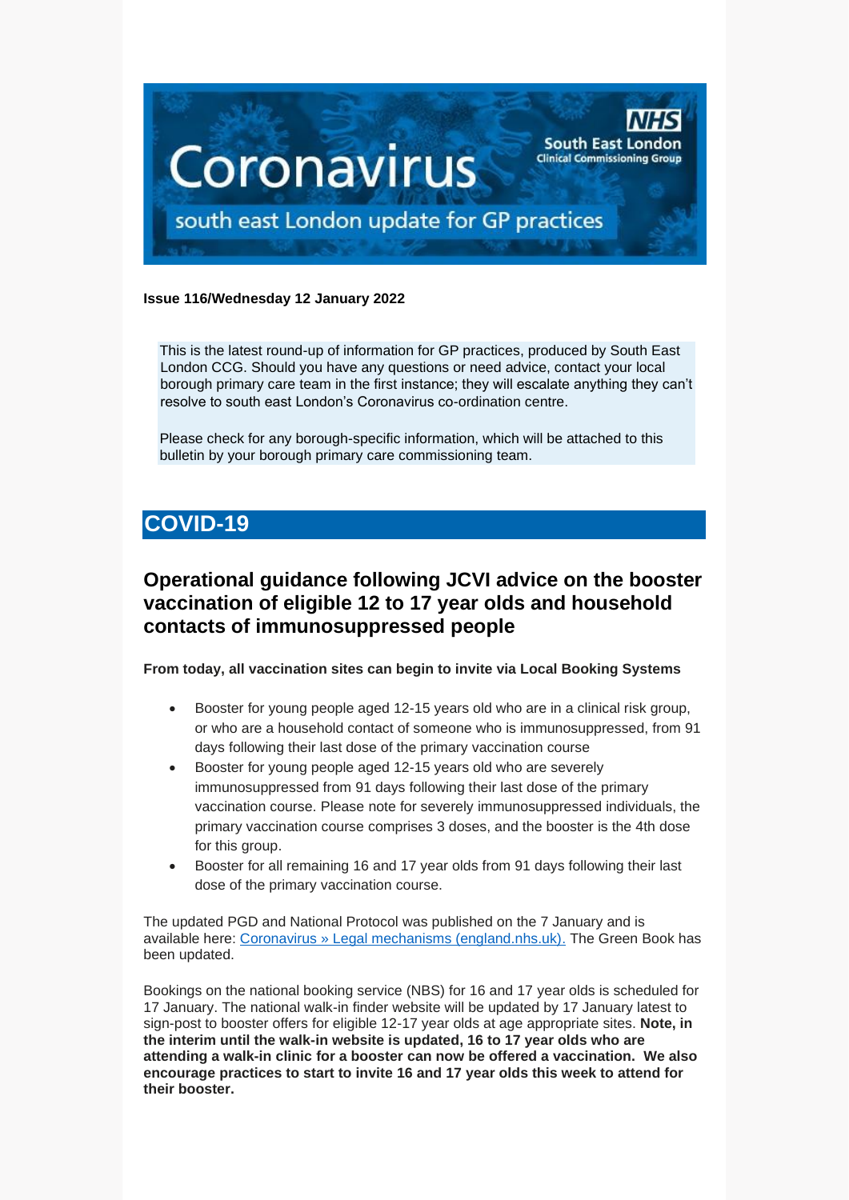# Coronavirus

south east London update for GP practices

NHS South East London Clinical Commissioning Group

**Issue 116/Wednesday 12 January 2022**

This is the latest round-up of information for GP practices, produced by South East London CCG. Should you have any questions or need advice, contact your local borough primary care team in the first instance; they will escalate anything they can't resolve to south east London's Coronavirus co-ordination centre.

Please check for any borough-specific information, which will be attached to this bulletin by your borough primary care commissioning team.

## COVID-19

### Operational guidance following JCVI advice on the booster vaccination of eligible 12 to 17 year olds and household contacts of immunosuppressed people

**From today, all vaccination sites can begin to invite via Local Booking Systems**

- Booster for young people aged 12-15 years old who are in a clinical risk group, or who are a household contact of someone who is immunosuppressed, from 91 days following their last dose of the primary vaccination course
- Booster for young people aged 12-15 years old who are severely immunosuppressed from 91 days following their last dose of the primary vaccination course. Please note for severely immunosuppressed individuals, the primary vaccination course comprises 3 doses, and the booster is the 4th dose for this group.
- Booster for all remaining 16 and 17 year olds from 91 days following their last dose of the primary vaccination course.

The updated PGD and National Protocol was published on the 7 January and is available here: [Coronavirus » Legal mechanisms (england.nhs.uk).](https://www.england.nhs.uk) The Green Book has been updated.

Bookings on the national booking service (NBS) for 16 and 17 year olds is scheduled for 17 January. The national walk-in finder website will be updated by 17 January latest to sign-post to booster offers for eligible 12-17 year olds at age appropriate sites. **Note, in the interim until the walk-in website is updated, 16 to 17 year olds who are attending a walk-in clinic for a booster can now be offered a vaccination. We also encourage practices to start to invite 16 and 17 year olds this week to attend for their booster.**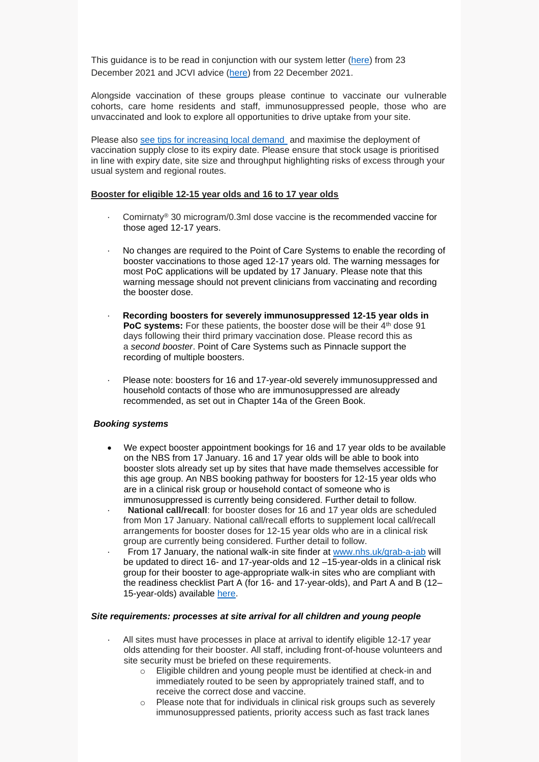This guidance is to be read in conjunction with our system letter (here) from 23 December 2021 and JCVI advice (here) from 22 December 2021.

Alongside vaccination of these groups please continue to vaccinate our vulnerable cohorts, care home residents and staff, immunosuppressed people, those who are unvaccinated and look to explore all opportunities to drive uptake from your site.

Please also see tips for increasing local demand and maximise the deployment of vaccination supply close to its expiry date. Please ensure that stock usage is prioritised in line with expiry date, site size and throughput highlighting risks of excess through your usual system and regional routes.

## Booster for eligible 12-15 year olds and 16 to 17 year olds

- Comirnaty® 30 microgram/0.3ml dose vaccine is the recommended vaccine for those aged 12-17 years.
- No changes are required to the Point of Care Systems to enable the recording of booster vaccinations to those aged 12-17 years old. The warning messages for most PoC applications will be updated by 17 January. Please note that this warning message should not prevent clinicians from vaccinating and recording the booster dose.
- **Recording boosters for severely immunosuppressed 12-15 year olds in PoC systems:** For these patients, the booster dose will be their 4th dose 91 days following their third primary vaccination dose. Please record this as a *second booster*. Point of Care Systems such as Pinnacle support the recording of multiple boosters.
- Please note: boosters for 16 and 17-year-old severely immunosuppressed and household contacts of those who are immunosuppressed are already recommended, as set out in Chapter 14a of the Green Book.

### *Booking systems*

- We expect booster appointment bookings for 16 and 17 year olds to be available on the NBS from 17 January. 16 and 17 year olds will be able to book into booster slots already set up by sites that have made themselves accessible for this age group. An NBS booking pathway for boosters for 12-15 year olds who are in a clinical risk group or household contact of someone who is immunosuppressed is currently being considered. Further detail to follow.
- **National call/recall**: for booster doses for 16 and 17 year olds are scheduled from Mon 17 January. National call/recall efforts to supplement local call/recall arrangements for booster doses for 12-15 year olds who are in a clinical risk group are currently being considered. Further detail to follow.
- From 17 January, the national walk-in site finder at www.nhs.uk/grab-a-jab will be updated to direct 16- and 17-year-olds and 12 –15-year-olds in a clinical risk group for their booster to age-appropriate walk-in sites who are compliant with the readiness checklist Part A (for 16- and 17-year-olds), and Part A and B (12–15-year-olds) available here.

### *Site requirements: processes at site arrival for all children and young people*

- All sites must have processes in place at arrival to identify eligible 12-17 year olds attending for their booster. All staff, including front-of-house volunteers and site security must be briefed on these requirements.
  - Eligible children and young people must be identified at check-in and immediately routed to be seen by appropriately trained staff, and to receive the correct dose and vaccine.
  - Please note that for individuals in clinical risk groups such as severely immunosuppressed patients, priority access such as fast track lanes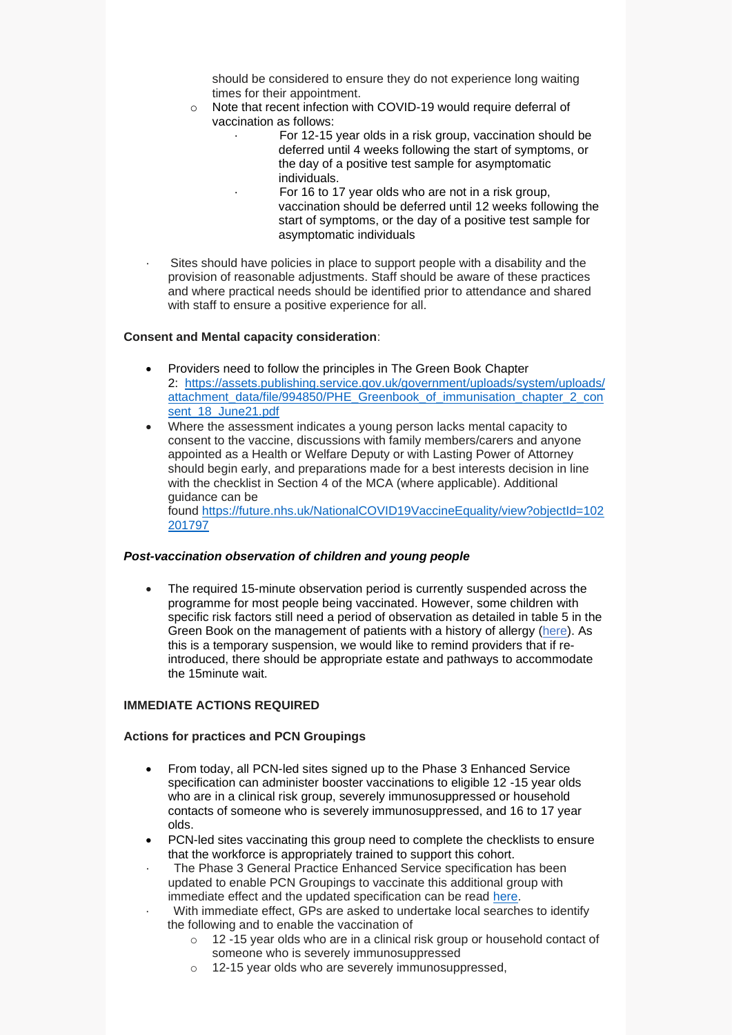should be considered to ensure they do not experience long waiting times for their appointment.

- Note that recent infection with COVID-19 would require deferral of vaccination as follows:
    - For 12-15 year olds in a risk group, vaccination should be deferred until 4 weeks following the start of symptoms, or the day of a positive test sample for asymptomatic individuals.
    - For 16 to 17 year olds who are not in a risk group, vaccination should be deferred until 12 weeks following the start of symptoms, or the day of a positive test sample for asymptomatic individuals

- Sites should have policies in place to support people with a disability and the provision of reasonable adjustments. Staff should be aware of these practices and where practical needs should be identified prior to attendance and shared with staff to ensure a positive experience for all.

**Consent and Mental capacity consideration**:

- Providers need to follow the principles in The Green Book Chapter 2: [https://assets.publishing.service.gov.uk/government/uploads/system/uploads/attachment_data/file/994850/PHE_Greenbook_of_immunisation_chapter_2_consent_18_June21.pdf](https://assets.publishing.service.gov.uk/government/uploads/system/uploads/attachment_data/file/994850/PHE_Greenbook_of_immunisation_chapter_2_consent_18_June21.pdf)
- Where the assessment indicates a young person lacks mental capacity to consent to the vaccine, discussions with family members/carers and anyone appointed as a Health or Welfare Deputy or with Lasting Power of Attorney should begin early, and preparations made for a best interests decision in line with the checklist in Section 4 of the MCA (where applicable). Additional guidance can be found [https://future.nhs.uk/NationalCOVID19VaccineEquality/view?objectId=102201797](https://future.nhs.uk/NationalCOVID19VaccineEquality/view?objectId=102201797)

***Post-vaccination observation of children and young people***

- The required 15-minute observation period is currently suspended across the programme for most people being vaccinated. However, some children with specific risk factors still need a period of observation as detailed in table 5 in the Green Book on the management of patients with a history of allergy (here). As this is a temporary suspension, we would like to remind providers that if re-introduced, there should be appropriate estate and pathways to accommodate the 15minute wait.

**IMMEDIATE ACTIONS REQUIRED**

**Actions for practices and PCN Groupings**

- From today, all PCN-led sites signed up to the Phase 3 Enhanced Service specification can administer booster vaccinations to eligible 12 -15 year olds who are in a clinical risk group, severely immunosuppressed or household contacts of someone who is severely immunosuppressed, and 16 to 17 year olds.
- PCN-led sites vaccinating this group need to complete the checklists to ensure that the workforce is appropriately trained to support this cohort.
- The Phase 3 General Practice Enhanced Service specification has been updated to enable PCN Groupings to vaccinate this additional group with immediate effect and the updated specification can be read here.
- With immediate effect, GPs are asked to undertake local searches to identify the following and to enable the vaccination of
    - 12 -15 year olds who are in a clinical risk group or household contact of someone who is severely immunosuppressed
    - 12-15 year olds who are severely immunosuppressed,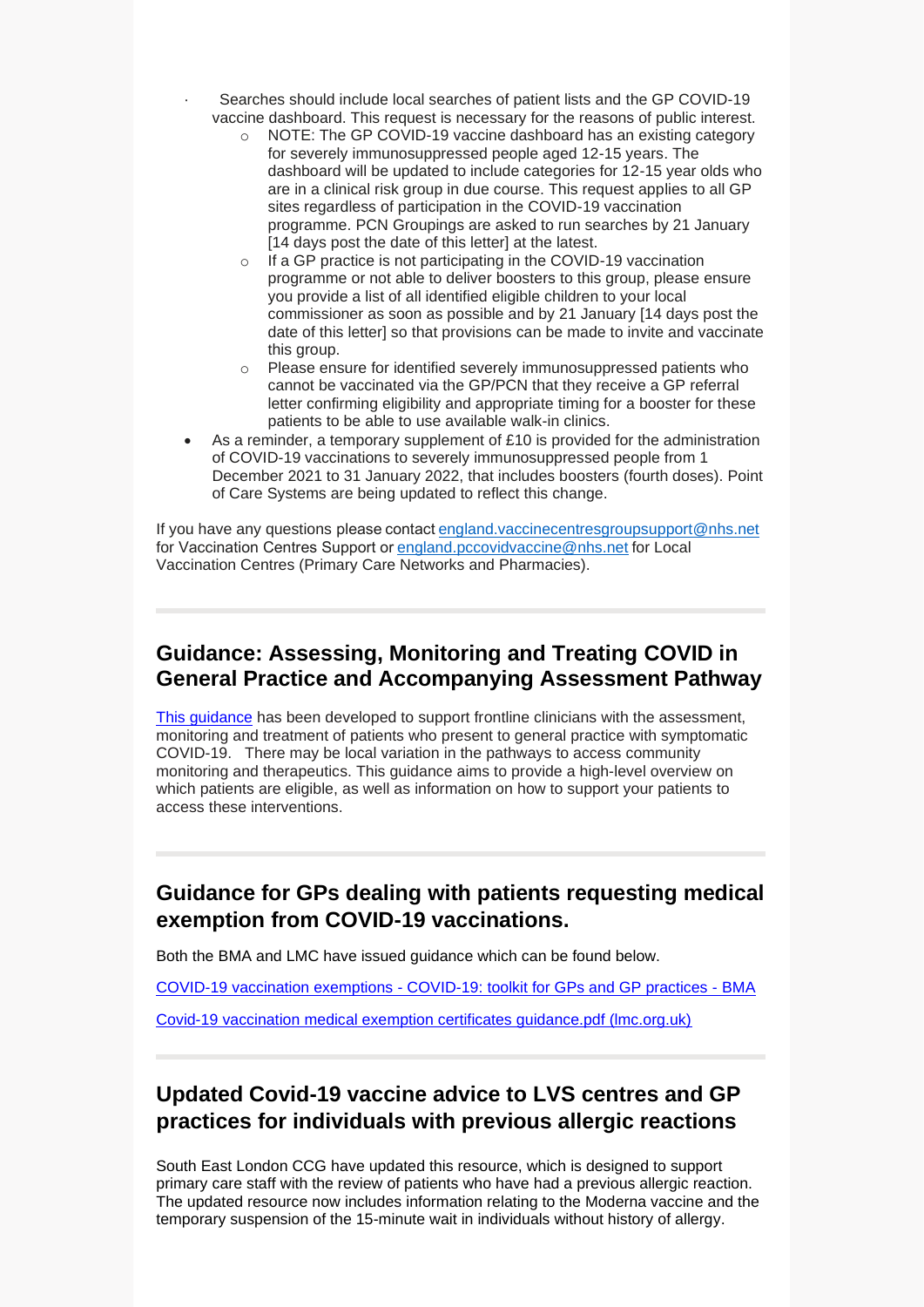- Searches should include local searches of patient lists and the GP COVID-19 vaccine dashboard. This request is necessary for the reasons of public interest.
  - NOTE: The GP COVID-19 vaccine dashboard has an existing category for severely immunosuppressed people aged 12-15 years. The dashboard will be updated to include categories for 12-15 year olds who are in a clinical risk group in due course. This request applies to all GP sites regardless of participation in the COVID-19 vaccination programme. PCN Groupings are asked to run searches by 21 January [14 days post the date of this letter] at the latest.
  - If a GP practice is not participating in the COVID-19 vaccination programme or not able to deliver boosters to this group, please ensure you provide a list of all identified eligible children to your local commissioner as soon as possible and by 21 January [14 days post the date of this letter] so that provisions can be made to invite and vaccinate this group.
  - Please ensure for identified severely immunosuppressed patients who cannot be vaccinated via the GP/PCN that they receive a GP referral letter confirming eligibility and appropriate timing for a booster for these patients to be able to use available walk-in clinics.
- As a reminder, a temporary supplement of £10 is provided for the administration of COVID-19 vaccinations to severely immunosuppressed people from 1 December 2021 to 31 January 2022, that includes boosters (fourth doses). Point of Care Systems are being updated to reflect this change.

If you have any questions please contact england.vaccinecentresgroupsupport@nhs.net for Vaccination Centres Support or england.pccovidvaccine@nhs.net for Local Vaccination Centres (Primary Care Networks and Pharmacies).

---

## Guidance: Assessing, Monitoring and Treating COVID in General Practice and Accompanying Assessment Pathway

This guidance has been developed to support frontline clinicians with the assessment, monitoring and treatment of patients who present to general practice with symptomatic COVID-19. There may be local variation in the pathways to access community monitoring and therapeutics. This guidance aims to provide a high-level overview on which patients are eligible, as well as information on how to support your patients to access these interventions.

---

## Guidance for GPs dealing with patients requesting medical exemption from COVID-19 vaccinations.

Both the BMA and LMC have issued guidance which can be found below.

COVID-19 vaccination exemptions - COVID-19: toolkit for GPs and GP practices - BMA

Covid-19 vaccination medical exemption certificates guidance.pdf (lmc.org.uk)

---

## Updated Covid-19 vaccine advice to LVS centres and GP practices for individuals with previous allergic reactions

South East London CCG have updated this resource, which is designed to support primary care staff with the review of patients who have had a previous allergic reaction. The updated resource now includes information relating to the Moderna vaccine and the temporary suspension of the 15-minute wait in individuals without history of allergy.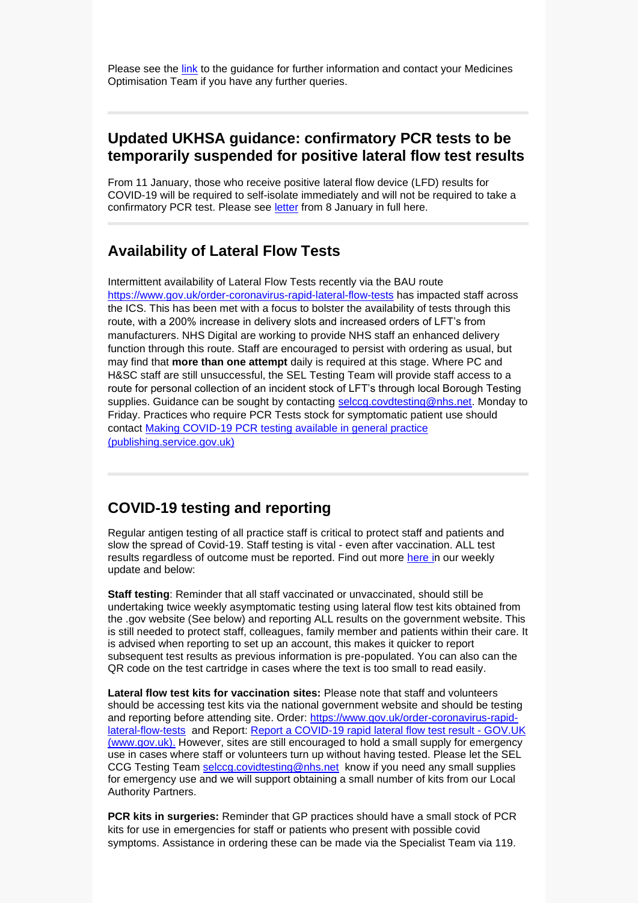Please see the [link](link) to the guidance for further information and contact your Medicines Optimisation Team if you have any further queries.

---

## Updated UKHSA guidance: confirmatory PCR tests to be temporarily suspended for positive lateral flow test results

From 11 January, those who receive positive lateral flow device (LFD) results for COVID-19 will be required to self-isolate immediately and will not be required to take a confirmatory PCR test. Please see letter from 8 January in full here.

---

## Availability of Lateral Flow Tests

Intermittent availability of Lateral Flow Tests recently via the BAU route https://www.gov.uk/order-coronavirus-rapid-lateral-flow-tests has impacted staff across the ICS. This has been met with a focus to bolster the availability of tests through this route, with a 200% increase in delivery slots and increased orders of LFT's from manufacturers. NHS Digital are working to provide NHS staff an enhanced delivery function through this route. Staff are encouraged to persist with ordering as usual, but may find that **more than one attempt** daily is required at this stage. Where PC and H&SC staff are still unsuccessful, the SEL Testing Team will provide staff access to a route for personal collection of an incident stock of LFT's through local Borough Testing supplies. Guidance can be sought by contacting selccg.covdtesting@nhs.net. Monday to Friday. Practices who require PCR Tests stock for symptomatic patient use should contact Making COVID-19 PCR testing available in general practice (publishing.service.gov.uk)

---

## COVID-19 testing and reporting

Regular antigen testing of all practice staff is critical to protect staff and patients and slow the spread of Covid-19. Staff testing is vital - even after vaccination. ALL test results regardless of outcome must be reported. Find out more here in our weekly update and below:

**Staff testing**: Reminder that all staff vaccinated or unvaccinated, should still be undertaking twice weekly asymptomatic testing using lateral flow test kits obtained from the .gov website (See below) and reporting ALL results on the government website. This is still needed to protect staff, colleagues, family member and patients within their care. It is advised when reporting to set up an account, this makes it quicker to report subsequent test results as previous information is pre-populated. You can also can the QR code on the test cartridge in cases where the text is too small to read easily.

**Lateral flow test kits for vaccination sites:** Please note that staff and volunteers should be accessing test kits via the national government website and should be testing and reporting before attending site. Order: https://www.gov.uk/order-coronavirus-rapid-lateral-flow-tests and Report: Report a COVID-19 rapid lateral flow test result - GOV.UK (www.gov.uk). However, sites are still encouraged to hold a small supply for emergency use in cases where staff or volunteers turn up without having tested. Please let the SEL CCG Testing Team selccg.covidtesting@nhs.net know if you need any small supplies for emergency use and we will support obtaining a small number of kits from our Local Authority Partners.

**PCR kits in surgeries:** Reminder that GP practices should have a small stock of PCR kits for use in emergencies for staff or patients who present with possible covid symptoms. Assistance in ordering these can be made via the Specialist Team via 119.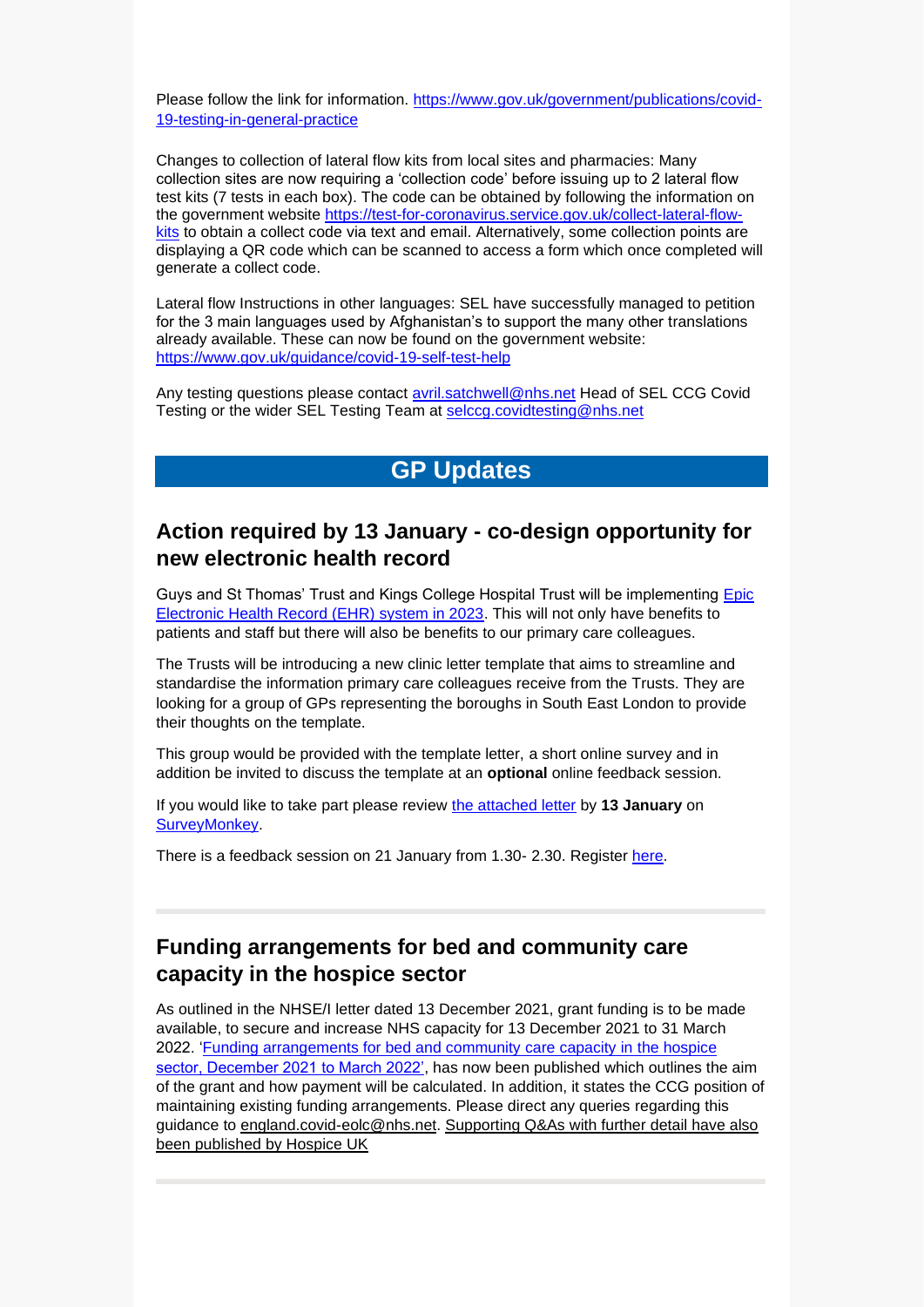Please follow the link for information. https://www.gov.uk/government/publications/covid-19-testing-in-general-practice

Changes to collection of lateral flow kits from local sites and pharmacies: Many collection sites are now requiring a 'collection code' before issuing up to 2 lateral flow test kits (7 tests in each box). The code can be obtained by following the information on the government website https://test-for-coronavirus.service.gov.uk/collect-lateral-flow-kits to obtain a collect code via text and email. Alternatively, some collection points are displaying a QR code which can be scanned to access a form which once completed will generate a collect code.

Lateral flow Instructions in other languages: SEL have successfully managed to petition for the 3 main languages used by Afghanistan's to support the many other translations already available. These can now be found on the government website: https://www.gov.uk/guidance/covid-19-self-test-help

Any testing questions please contact avril.satchwell@nhs.net Head of SEL CCG Covid Testing or the wider SEL Testing Team at selccg.covidtesting@nhs.net

# GP Updates

## Action required by 13 January - co-design opportunity for new electronic health record

Guys and St Thomas' Trust and Kings College Hospital Trust will be implementing Epic Electronic Health Record (EHR) system in 2023. This will not only have benefits to patients and staff but there will also be benefits to our primary care colleagues.

The Trusts will be introducing a new clinic letter template that aims to streamline and standardise the information primary care colleagues receive from the Trusts. They are looking for a group of GPs representing the boroughs in South East London to provide their thoughts on the template.

This group would be provided with the template letter, a short online survey and in addition be invited to discuss the template at an **optional** online feedback session.

If you would like to take part please review the attached letter by **13 January** on SurveyMonkey.

There is a feedback session on 21 January from 1.30- 2.30. Register here.

---

## Funding arrangements for bed and community care capacity in the hospice sector

As outlined in the NHSE/I letter dated 13 December 2021, grant funding is to be made available, to secure and increase NHS capacity for 13 December 2021 to 31 March 2022. 'Funding arrangements for bed and community care capacity in the hospice sector, December 2021 to March 2022', has now been published which outlines the aim of the grant and how payment will be calculated. In addition, it states the CCG position of maintaining existing funding arrangements. Please direct any queries regarding this guidance to england.covid-eolc@nhs.net. Supporting Q&As with further detail have also been published by Hospice UK

---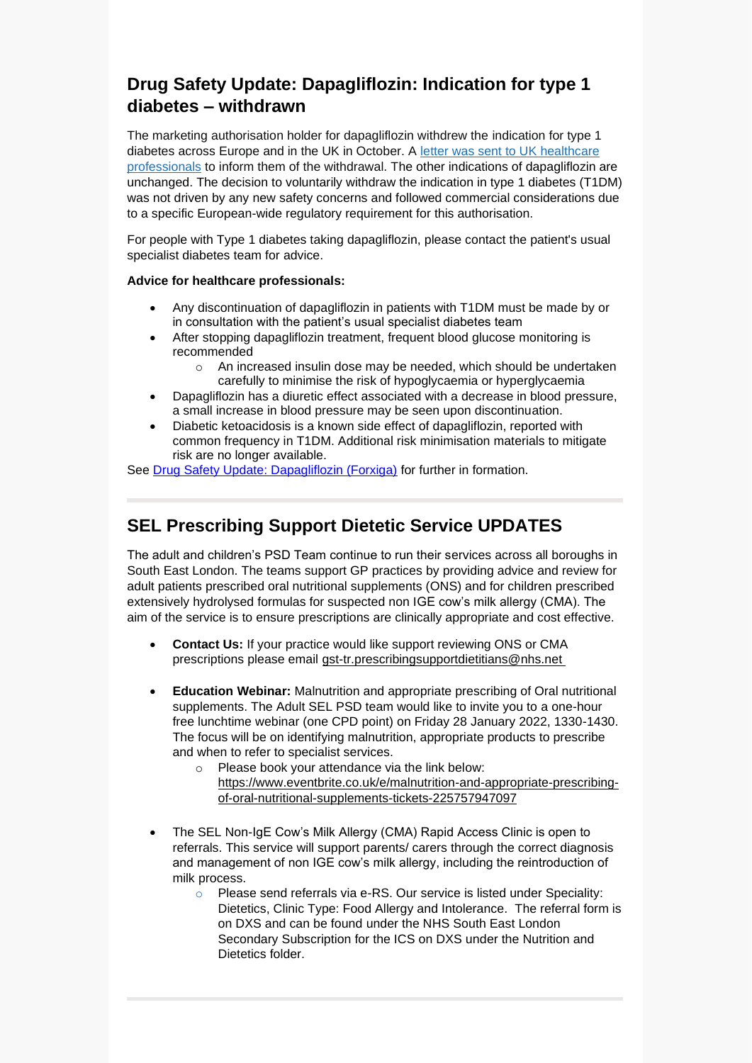## Drug Safety Update: Dapagliflozin: Indication for type 1 diabetes – withdrawn

The marketing authorisation holder for dapagliflozin withdrew the indication for type 1 diabetes across Europe and in the UK in October. A letter was sent to UK healthcare professionals to inform them of the withdrawal. The other indications of dapagliflozin are unchanged. The decision to voluntarily withdraw the indication in type 1 diabetes (T1DM) was not driven by any new safety concerns and followed commercial considerations due to a specific European-wide regulatory requirement for this authorisation.

For people with Type 1 diabetes taking dapagliflozin, please contact the patient's usual specialist diabetes team for advice.

**Advice for healthcare professionals:**

- Any discontinuation of dapagliflozin in patients with T1DM must be made by or in consultation with the patient's usual specialist diabetes team
- After stopping dapagliflozin treatment, frequent blood glucose monitoring is recommended
  - An increased insulin dose may be needed, which should be undertaken carefully to minimise the risk of hypoglycaemia or hyperglycaemia
- Dapagliflozin has a diuretic effect associated with a decrease in blood pressure, a small increase in blood pressure may be seen upon discontinuation.
- Diabetic ketoacidosis is a known side effect of dapagliflozin, reported with common frequency in T1DM. Additional risk minimisation materials to mitigate risk are no longer available.

See Drug Safety Update: Dapagliflozin (Forxiga) for further in formation.

## SEL Prescribing Support Dietetic Service UPDATES

The adult and children's PSD Team continue to run their services across all boroughs in South East London. The teams support GP practices by providing advice and review for adult patients prescribed oral nutritional supplements (ONS) and for children prescribed extensively hydrolysed formulas for suspected non IGE cow's milk allergy (CMA). The aim of the service is to ensure prescriptions are clinically appropriate and cost effective.

- **Contact Us:** If your practice would like support reviewing ONS or CMA prescriptions please email gst-tr.prescribingsupportdietitians@nhs.net
- **Education Webinar:** Malnutrition and appropriate prescribing of Oral nutritional supplements. The Adult SEL PSD team would like to invite you to a one-hour free lunchtime webinar (one CPD point) on Friday 28 January 2022, 1330-1430. The focus will be on identifying malnutrition, appropriate products to prescribe and when to refer to specialist services.
  - Please book your attendance via the link below: https://www.eventbrite.co.uk/e/malnutrition-and-appropriate-prescribing-of-oral-nutritional-supplements-tickets-225757947097
- The SEL Non-IgE Cow's Milk Allergy (CMA) Rapid Access Clinic is open to referrals. This service will support parents/ carers through the correct diagnosis and management of non IGE cow's milk allergy, including the reintroduction of milk process.
  - Please send referrals via e-RS. Our service is listed under Speciality: Dietetics, Clinic Type: Food Allergy and Intolerance. The referral form is on DXS and can be found under the NHS South East London Secondary Subscription for the ICS on DXS under the Nutrition and Dietetics folder.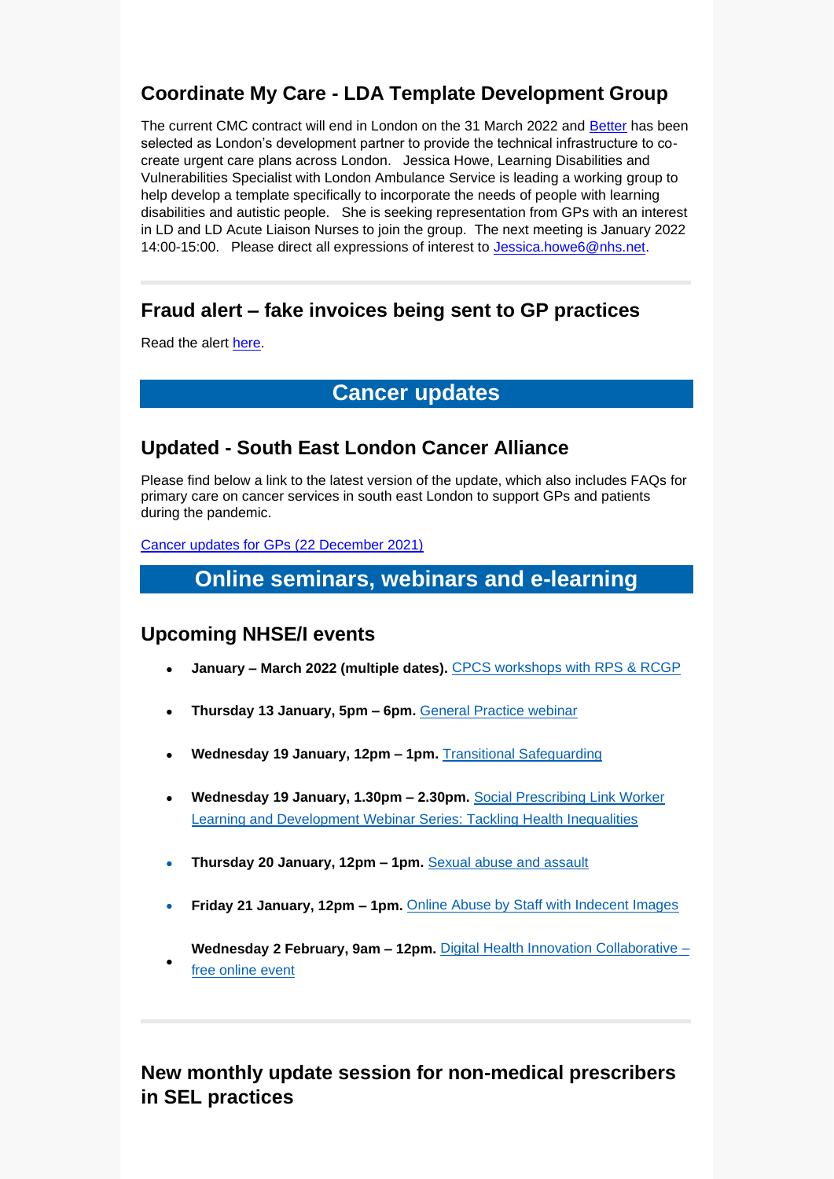## Coordinate My Care - LDA Template Development Group

The current CMC contract will end in London on the 31 March 2022 and Better has been selected as London's development partner to provide the technical infrastructure to co-create urgent care plans across London. Jessica Howe, Learning Disabilities and Vulnerabilities Specialist with London Ambulance Service is leading a working group to help develop a template specifically to incorporate the needs of people with learning disabilities and autistic people. She is seeking representation from GPs with an interest in LD and LD Acute Liaison Nurses to join the group. The next meeting is January 2022 14:00-15:00. Please direct all expressions of interest to Jessica.howe6@nhs.net.

---

## Fraud alert – fake invoices being sent to GP practices

Read the alert here.

# Cancer updates

## Updated - South East London Cancer Alliance

Please find below a link to the latest version of the update, which also includes FAQs for primary care on cancer services in south east London to support GPs and patients during the pandemic.

Cancer updates for GPs (22 December 2021)

# Online seminars, webinars and e-learning

## Upcoming NHSE/I events

- **January – March 2022 (multiple dates).** CPCS workshops with RPS & RCGP
- **Thursday 13 January, 5pm – 6pm.** General Practice webinar
- **Wednesday 19 January, 12pm – 1pm.** Transitional Safeguarding
- **Wednesday 19 January, 1.30pm – 2.30pm.** Social Prescribing Link Worker Learning and Development Webinar Series: Tackling Health Inequalities
- **Thursday 20 January, 12pm – 1pm.** Sexual abuse and assault
- **Friday 21 January, 12pm – 1pm.** Online Abuse by Staff with Indecent Images
- **Wednesday 2 February, 9am – 12pm.** Digital Health Innovation Collaborative – free online event

---

## New monthly update session for non-medical prescribers in SEL practices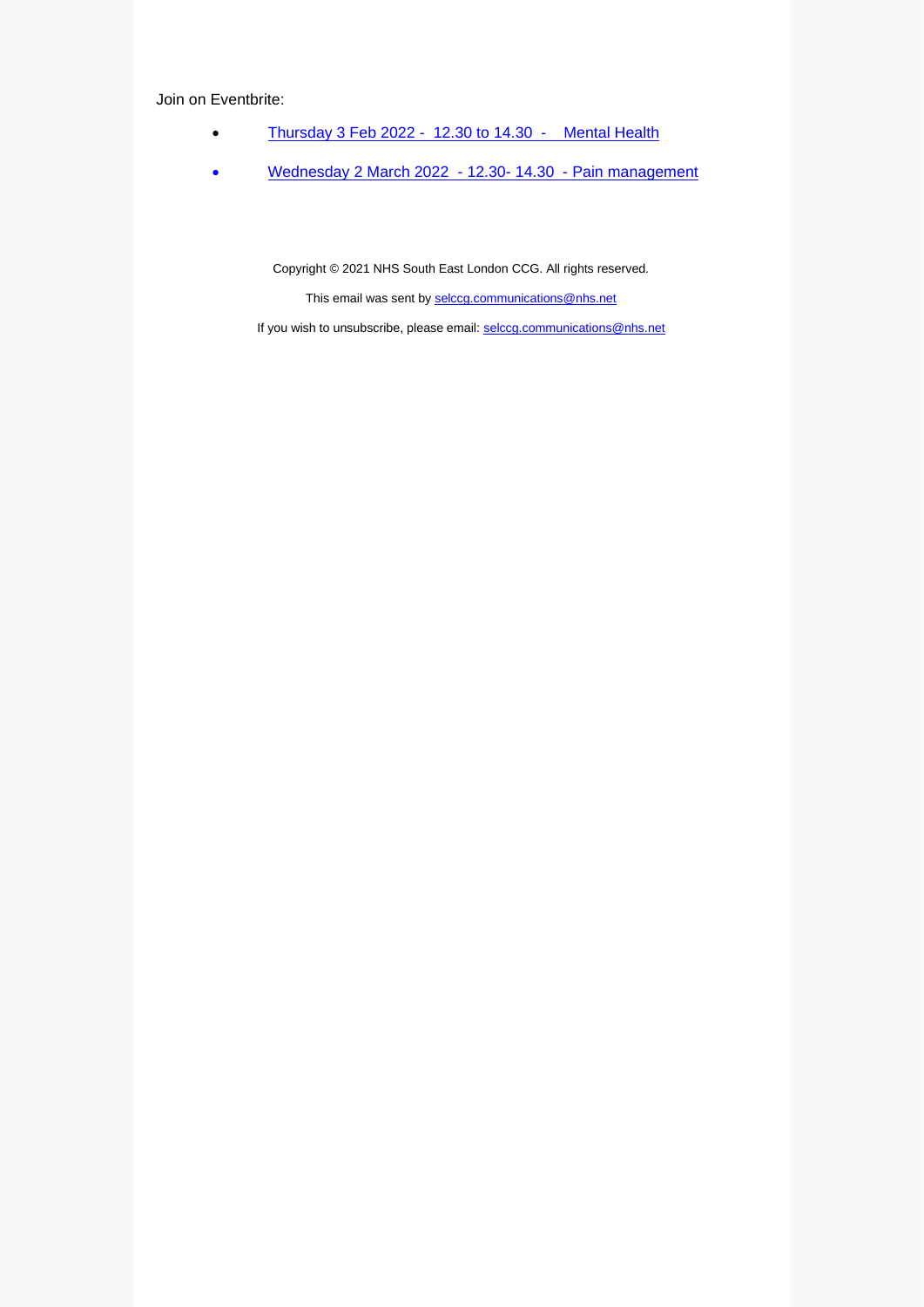Join on Eventbrite:

- Thursday 3 Feb 2022 - 12.30 to 14.30 - Mental Health
- Wednesday 2 March 2022 - 12.30- 14.30 - Pain management

Copyright © 2021 NHS South East London CCG. All rights reserved.

This email was sent by selccg.communications@nhs.net

If you wish to unsubscribe, please email: selccg.communications@nhs.net